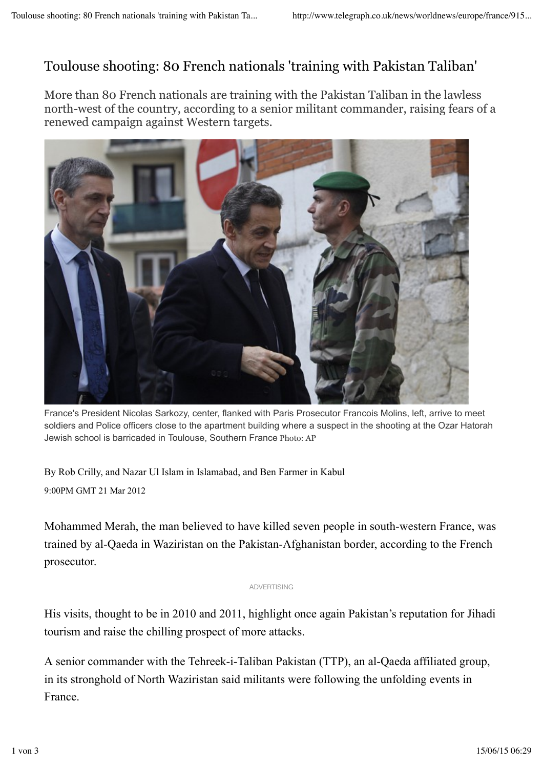# Toulouse shooting: 80 French nationals 'training with Pakistan Taliban'

More than 80 French nationals are training with the Pakistan Taliban in the lawless north-west of the country, according to a senior militant commander, raising fears of a renewed campaign against Western targets.

France's President Nicolas Sarkozy, center, flanked with Paris Prosecutor Francois Molins, left, arrive to meet soldiers and Police officers close to the apartment building where a suspect in the shooting at the Ozar Hatorah Jewish school is barricaded in Toulouse, Southern France Photo: AP

By Rob Crilly, and Nazar Ul Islam in Islamabad, and Ben Farmer in Kabul

9:00PM GMT 21 Mar 2012

Mohammed Merah, the man believed to have killed seven people in south-western France, was trained by al-Qaeda in Waziristan on the Pakistan-Afghanistan border, according to the French prosecutor.

His visits, thought to be in 2010 and 2011, highlight once again Pakistan's reputation for Jihadi tourism and raise the chilling prospect of more attacks.

A senior commander with the Tehreek-i-Taliban Pakistan (TTP), an al-Qaeda affiliated group, in its stronghold of North Waziristan said militants were following the unfolding events in France.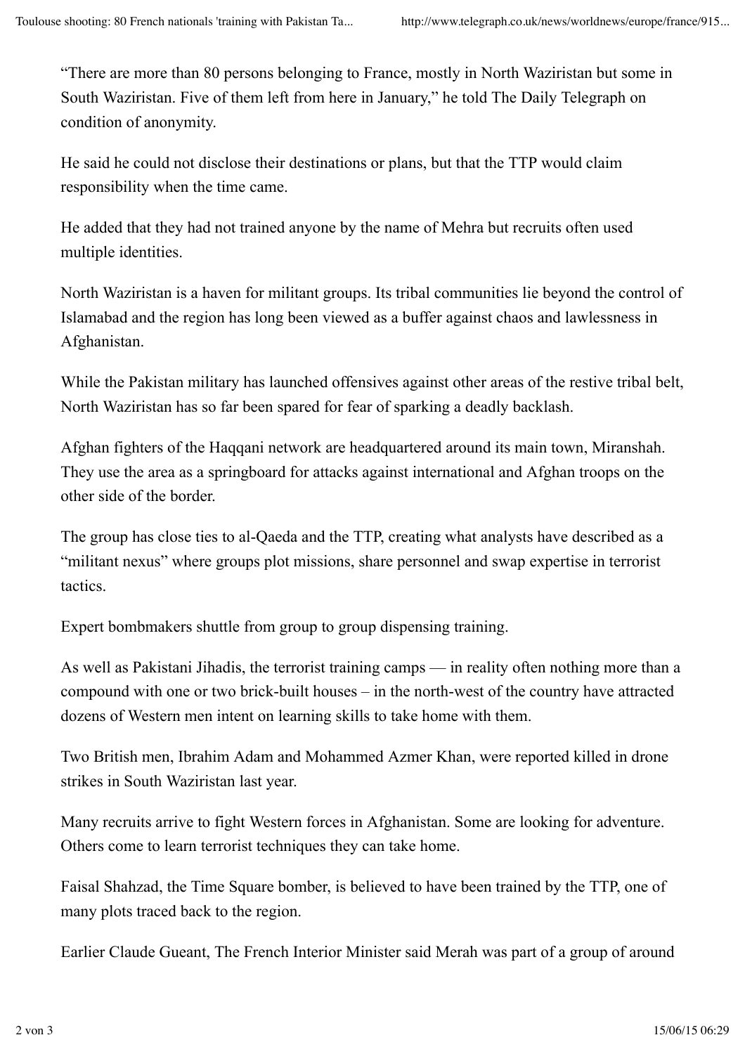“There are more than 80 persons belonging to France, mostly in North Waziristan but some in South Waziristan. Five of them left from here in January,” he told The Daily Telegraph on condition of anonymity.

He said he could not disclose their destinations or plans, but that the TTP would claim responsibility when the time came.

He added that they had not trained anyone by the name of Mehra but recruits often used multiple identities.

North Waziristan is a haven for militant groups. Its tribal communities lie beyond the control of Islamabad and the region has long been viewed as a buffer against chaos and lawlessness in Afghanistan.

While the Pakistan military has launched offensives against other areas of the restive tribal belt, North Waziristan has so far been spared for fear of sparking a deadly backlash.

Afghan fighters of the Haqqani network are headquartered around its main town, Miranshah. They use the area as a springboard for attacks against international and Afghan troops on the other side of the border.

The group has close ties to al-Qaeda and the TTP, creating what analysts have described as a “militant nexus” where groups plot missions, share personnel and swap expertise in terrorist tactics.

Expert bombmakers shuttle from group to group dispensing training.

As well as Pakistani Jihadis, the terrorist training camps — in reality often nothing more than a compound with one or two brick-built houses – in the north-west of the country have attracted dozens of Western men intent on learning skills to take home with them.

Two British men, Ibrahim Adam and Mohammed Azmer Khan, were reported killed in drone strikes in South Waziristan last year.

Many recruits arrive to fight Western forces in Afghanistan. Some are looking for adventure. Others come to learn terrorist techniques they can take home.

Faisal Shahzad, the Time Square bomber, is believed to have been trained by the TTP, one of many plots traced back to the region.

Earlier Claude Gueant, The French Interior Minister said Merah was part of a group of around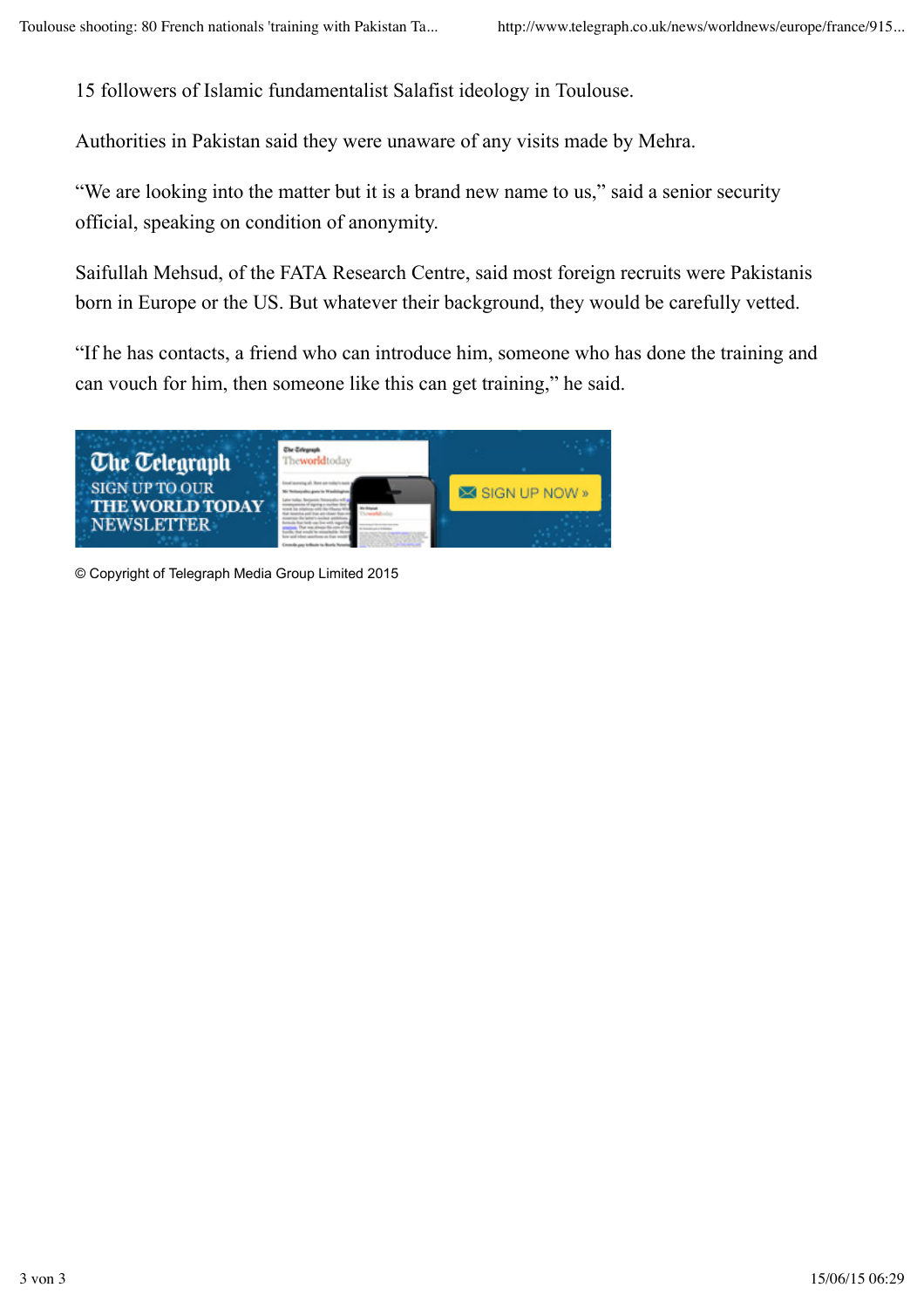15 followers of Islamic fundamentalist Salafist ideology in Toulouse.

Authorities in Pakistan said they were unaware of any visits made by Mehra.

“We are looking into the matter but it is a brand new name to us,” said a senior security official, speaking on condition of anonymity.

Saifullah Mehsud, of the FATA Research Centre, said most foreign recruits were Pakistanis born in Europe or the US. But whatever their background, they would be carefully vetted.

“If he has contacts, a friend who can introduce him, someone who has done the training and can vouch for him, then someone like this can get training,” he said.

The Telegraph
SIGN UP TO OUR
THE WORLD TODAY
NEWSLETTER
SIGN UP NOW »

© Copyright of Telegraph Media Group Limited 2015